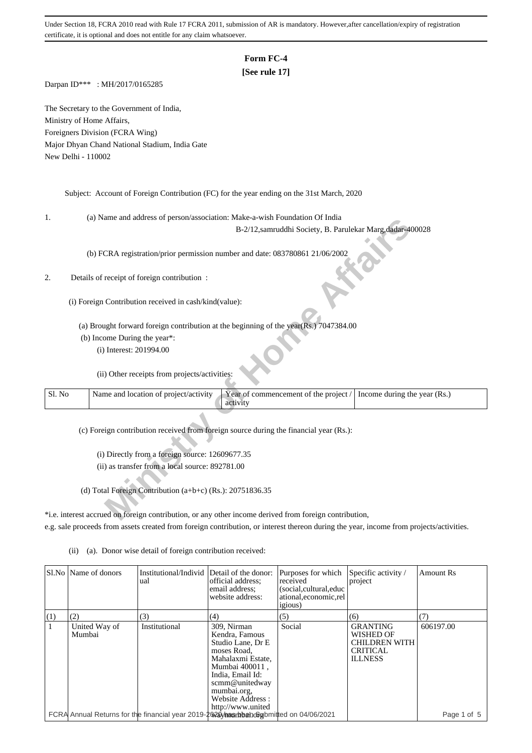Under Section 18, FCRA 2010 read with Rule 17 FCRA 2011, submission of AR is mandatory. However,after cancellation/expiry of registration certificate, it is optional and does not entitle for any claim whatsoever.

# Form FC-4

**[See rule 17]**

Darpan ID*** : MH/2017/0165285

The Secretary to the Government of India,
Ministry of Home Affairs,
Foreigners Division (FCRA Wing)
Major Dhyan Chand National Stadium, India Gate
New Delhi - 110002

Subject: Account of Foreign Contribution (FC) for the year ending on the 31st March, 2020

1. (a) Name and address of person/association: Make-a-wish Foundation Of India
B-2/12,samruddhi Society, B. Parulekar Marg,dadar-400028

(b) FCRA registration/prior permission number and date: 083780861 21/06/2002

2. Details of receipt of foreign contribution :

(i) Foreign Contribution received in cash/kind(value):

(a) Brought forward foreign contribution at the beginning of the year(Rs.) 7047384.00

(b) Income During the year*:

(i) Interest: 201994.00

(ii) Other receipts from projects/activities:

| Sl. No | Name and location of project/activity | Year of commencement of the project / activity | Income during the year (Rs.) |
|---|---|---|---|

(c) Foreign contribution received from foreign source during the financial year (Rs.):

(i) Directly from a foreign source: 12609677.35

(ii) as transfer from a local source: 892781.00

(d) Total Foreign Contribution (a+b+c) (Rs.): 20751836.35

*i.e. interest accrued on foreign contribution, or any other income derived from foreign contribution, e.g. sale proceeds from assets created from foreign contribution, or interest thereon during the year, income from projects/activities.

(ii) (a). Donor wise detail of foreign contribution received:

| Sl.No | Name of donors | Institutional/Individual | Detail of the donor: official address; email address; website address: | Purposes for which received (social,cultural,educational,economic,religious) | Specific activity / project | Amount Rs |
|---|---|---|---|---|---|---|
| (1) | (2) | (3) | (4) | (5) | (6) | (7) |
| 1 | United Way of Mumbai | Institutional | 309, Nirman Kendra, Famous Studio Lane, Dr E moses Road, Mahalaxmi Estate, Mumbai 400011 , India, Email Id: scmm@unitedwaymumbai.org, Website Address : http://www.unitedwaymumbai.org | Social | GRANTING WISHED OF CHILDREN WITH CRITICAL ILLNESS | 606197.00 |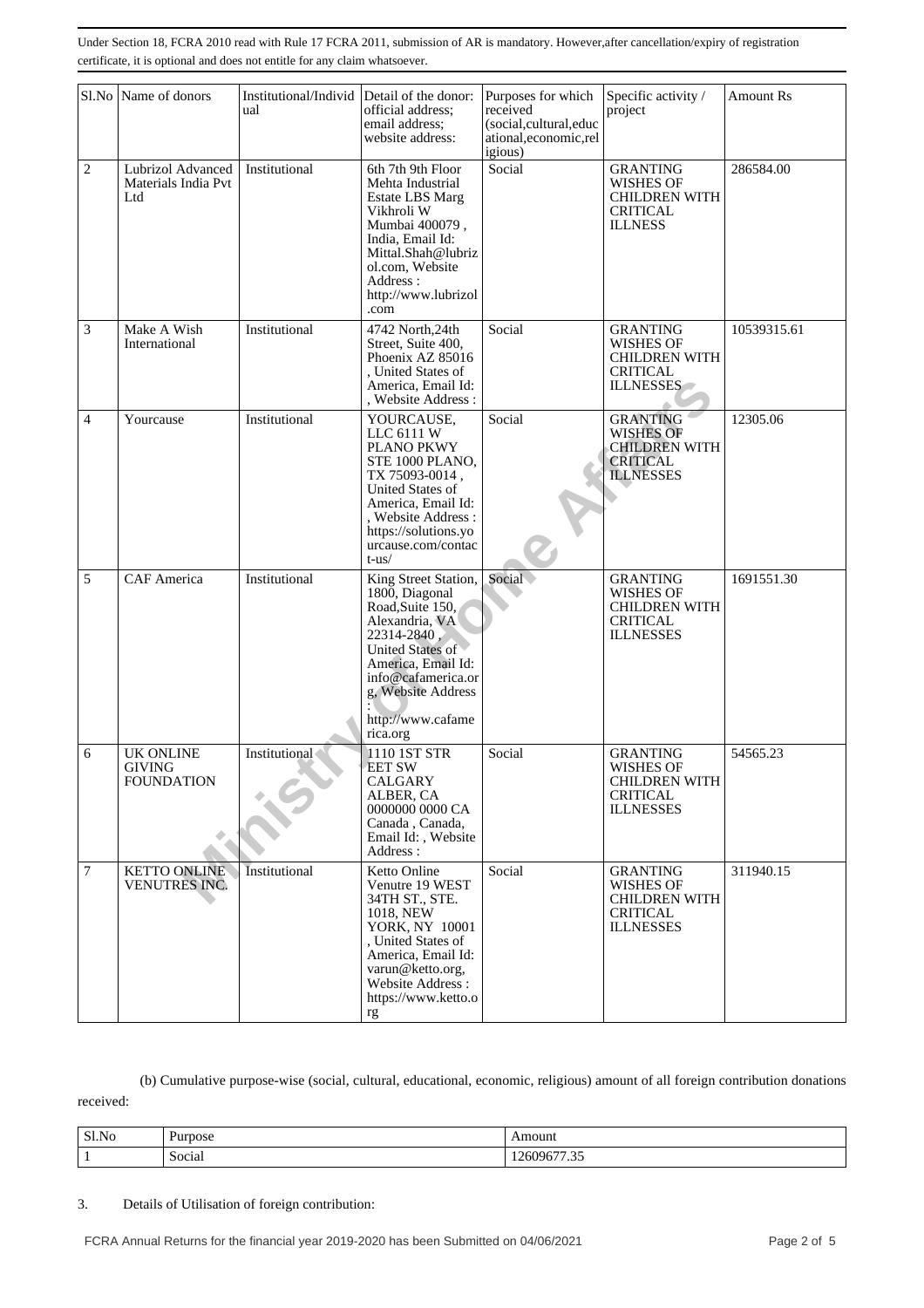Under Section 18, FCRA 2010 read with Rule 17 FCRA 2011, submission of AR is mandatory. However,after cancellation/expiry of registration certificate, it is optional and does not entitle for any claim whatsoever.

| Sl.No | Name of donors | Institutional/Individual | Detail of the donor: official address; email address; website address: | Purposes for which received (social,cultural,educational,economic,religious) | Specific activity / project | Amount Rs |
|---|---|---|---|---|---|---|
| 2 | Lubrizol Advanced Materials India Pvt Ltd | Institutional | 6th 7th 9th Floor Mehta Industrial Estate LBS Marg Vikhroli W Mumbai 400079 , India, Email Id: Mittal.Shah@lubrizol.com, Website Address : http://www.lubrizol.com | Social | GRANTING WISHES OF CHILDREN WITH CRITICAL ILLNESS | 286584.00 |
| 3 | Make A Wish International | Institutional | 4742 North,24th Street, Suite 400, Phoenix AZ 85016 , United States of America, Email Id: , Website Address : | Social | GRANTING WISHES OF CHILDREN WITH CRITICAL ILLNESSES | 10539315.61 |
| 4 | Yourcause | Institutional | YOURCAUSE, LLC 6111 W PLANO PKWY STE 1000 PLANO, TX 75093-0014 , United States of America, Email Id: , Website Address : https://solutions.yourcause.com/contact-us/ | Social | GRANTING WISHES OF CHILDREN WITH CRITICAL ILLNESSES | 12305.06 |
| 5 | CAF America | Institutional | King Street Station, 1800, Diagonal Road,Suite 150, Alexandria, VA 22314-2840 , United States of America, Email Id: info@cafamerica.org, Website Address : http://www.cafamerica.org | Social | GRANTING WISHES OF CHILDREN WITH CRITICAL ILLNESSES | 1691551.30 |
| 6 | UK ONLINE GIVING FOUNDATION | Institutional | 1110 1ST STREET SW CALGARY ALBER, CA 0000000 0000 CA Canada , Canada, Email Id: , Website Address : | Social | GRANTING WISHES OF CHILDREN WITH CRITICAL ILLNESSES | 54565.23 |
| 7 | KETTO ONLINE VENUTRES INC. | Institutional | Ketto Online Venutre 19 WEST 34TH ST., STE. 1018, NEW YORK, NY 10001 , United States of America, Email Id: varun@ketto.org, Website Address : https://www.ketto.org | Social | GRANTING WISHES OF CHILDREN WITH CRITICAL ILLNESSES | 311940.15 |

(b) Cumulative purpose-wise (social, cultural, educational, economic, religious) amount of all foreign contribution donations received:

| Sl.No | Purpose | Amount |
|---|---|---|
| 1 | Social | 12609677.35 |

3. Details of Utilisation of foreign contribution: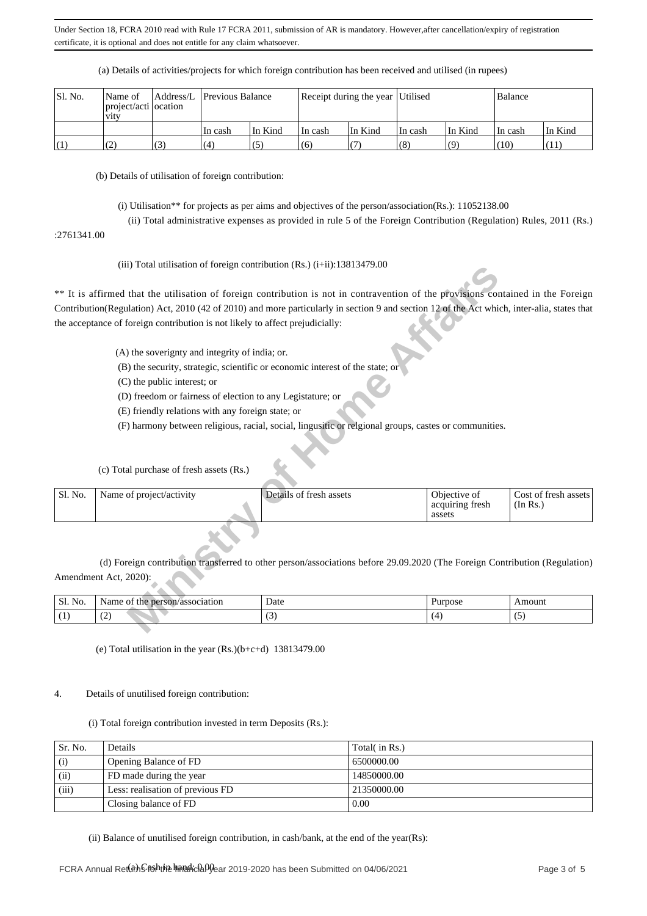Under Section 18, FCRA 2010 read with Rule 17 FCRA 2011, submission of AR is mandatory. However,after cancellation/expiry of registration certificate, it is optional and does not entitle for any claim whatsoever.

(a) Details of activities/projects for which foreign contribution has been received and utilised (in rupees)

| Sl. No. | Name of project/activity | Address/Location | Previous Balance | | Receipt during the year | | Utilised | | Balance | |
|---|---|---|---|---|---|---|---|---|---|---|
| | | | In cash | In Kind | In cash | In Kind | In cash | In Kind | In cash | In Kind |
| (1) | (2) | (3) | (4) | (5) | (6) | (7) | (8) | (9) | (10) | (11) |

(b) Details of utilisation of foreign contribution:

(i) Utilisation** for projects as per aims and objectives of the person/association(Rs.): 11052138.00

(ii) Total administrative expenses as provided in rule 5 of the Foreign Contribution (Regulation) Rules, 2011 (Rs.) :2761341.00

(iii) Total utilisation of foreign contribution (Rs.) (i+ii):13813479.00

** It is affirmed that the utilisation of foreign contribution is not in contravention of the provisions contained in the Foreign Contribution(Regulation) Act, 2010 (42 of 2010) and more particularly in section 9 and section 12 of the Act which, inter-alia, states that the acceptance of foreign contribution is not likely to affect prejudicially:

(A) the soverignty and integrity of india; or.

(B) the security, strategic, scientific or economic interest of the state; or

(C) the public interest; or

(D) freedom or fairness of election to any Legistature; or

(E) friendly relations with any foreign state; or

(F) harmony between religious, racial, social, lingusitic or relgional groups, castes or communities.

(c) Total purchase of fresh assets (Rs.)

| Sl. No. | Name of project/activity | Details of fresh assets | Objective of acquiring fresh assets | Cost of fresh assets (In Rs.) |
|---|---|---|---|---|

(d) Foreign contribution transferred to other person/associations before 29.09.2020 (The Foreign Contribution (Regulation) Amendment Act, 2020):

| Sl. No. | Name of the person/association | Date | Purpose | Amount |
|---|---|---|---|---|
| (1) | (2) | (3) | (4) | (5) |

(e) Total utilisation in the year (Rs.)(b+c+d) 13813479.00

4. Details of unutilised foreign contribution:

(i) Total foreign contribution invested in term Deposits (Rs.):

| Sr. No. | Details | Total( in Rs.) |
|---|---|---|
| (i) | Opening Balance of FD | 6500000.00 |
| (ii) | FD made during the year | 14850000.00 |
| (iii) | Less: realisation of previous FD | 21350000.00 |
| | Closing balance of FD | 0.00 |

(ii) Balance of unutilised foreign contribution, in cash/bank, at the end of the year(Rs):

(a) Cash in hand: 0.00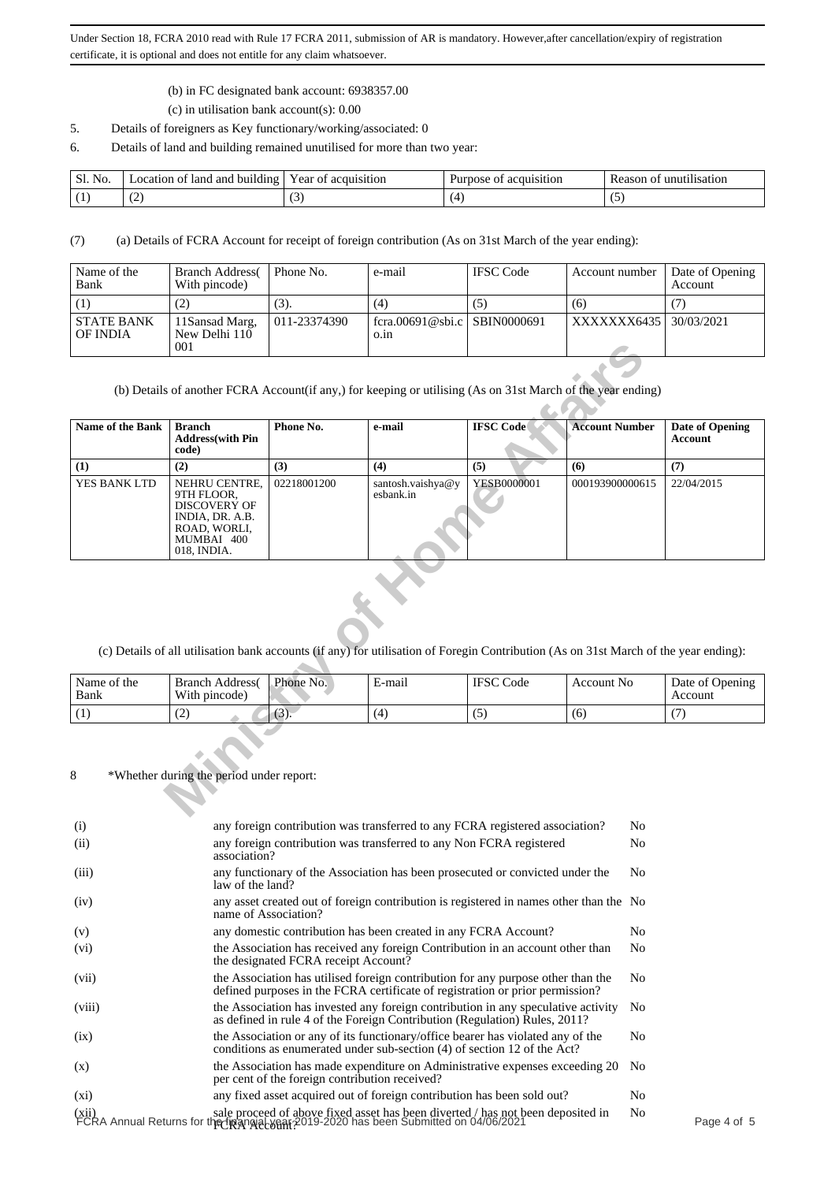Under Section 18, FCRA 2010 read with Rule 17 FCRA 2011, submission of AR is mandatory. However,after cancellation/expiry of registration certificate, it is optional and does not entitle for any claim whatsoever.

(b) in FC designated bank account: 6938357.00

(c) in utilisation bank account(s): 0.00

5. Details of foreigners as Key functionary/working/associated: 0

6. Details of land and building remained unutilised for more than two year:

| Sl. No. | Location of land and building | Year of acquisition | Purpose of acquisition | Reason of unutilisation |
|---|---|---|---|---|
| (1) | (2) | (3) | (4) | (5) |

(7) (a) Details of FCRA Account for receipt of foreign contribution (As on 31st March of the year ending):

| Name of the Bank | Branch Address( With pincode) | Phone No. | e-mail | IFSC Code | Account number | Date of Opening Account |
|---|---|---|---|---|---|---|
| (1) | (2) | (3). | (4) | (5) | (6) | (7) |
| STATE BANK OF INDIA | 11Sansad Marg, New Delhi 110 001 | 011-23374390 | fcra.00691@sbi.co.in | SBIN0000691 | XXXXXXX6435 | 30/03/2021 |

(b) Details of another FCRA Account(if any,) for keeping or utilising (As on 31st March of the year ending)

| Name of the Bank | Branch Address(with Pin code) | Phone No. | e-mail | IFSC Code | Account Number | Date of Opening Account |
|---|---|---|---|---|---|---|
| (1) | (2) | (3) | (4) | (5) | (6) | (7) |
| YES BANK LTD | NEHRU CENTRE, 9TH FLOOR, DISCOVERY OF INDIA, DR. A.B. ROAD, WORLI, MUMBAI 400 018, INDIA. | 02218001200 | santosh.vaishya@yesbank.in | YESB0000001 | 000193900000615 | 22/04/2015 |

(c) Details of all utilisation bank accounts (if any) for utilisation of Foregin Contribution (As on 31st March of the year ending):

| Name of the Bank | Branch Address( With pincode) | Phone No. | E-mail | IFSC Code | Account No | Date of Opening Account |
|---|---|---|---|---|---|---|
| (1) | (2) | (3). | (4) | (5) | (6) | (7) |

8 *Whether during the period under report:

| | | |
|---|---|---|
| (i) | any foreign contribution was transferred to any FCRA registered association? | No |
| (ii) | any foreign contribution was transferred to any Non FCRA registered association? | No |
| (iii) | any functionary of the Association has been prosecuted or convicted under the law of the land? | No |
| (iv) | any asset created out of foreign contribution is registered in names other than the name of Association? | No |
| (v) | any domestic contribution has been created in any FCRA Account? | No |
| (vi) | the Association has received any foreign Contribution in an account other than the designated FCRA receipt Account? | No |
| (vii) | the Association has utilised foreign contribution for any purpose other than the defined purposes in the FCRA certificate of registration or prior permission? | No |
| (viii) | the Association has invested any foreign contribution in any speculative activity as defined in rule 4 of the Foreign Contribution (Regulation) Rules, 2011? | No |
| (ix) | the Association or any of its functionary/office bearer has violated any of the conditions as enumerated under sub-section (4) of section 12 of the Act? | No |
| (x) | the Association has made expenditure on Administrative expenses exceeding 20 per cent of the foreign contribution received? | No |
| (xi) | any fixed asset acquired out of foreign contribution has been sold out? | No |
| (xii) | sale proceed of above fixed asset has been diverted / has not been deposited in FCRA Account? | No |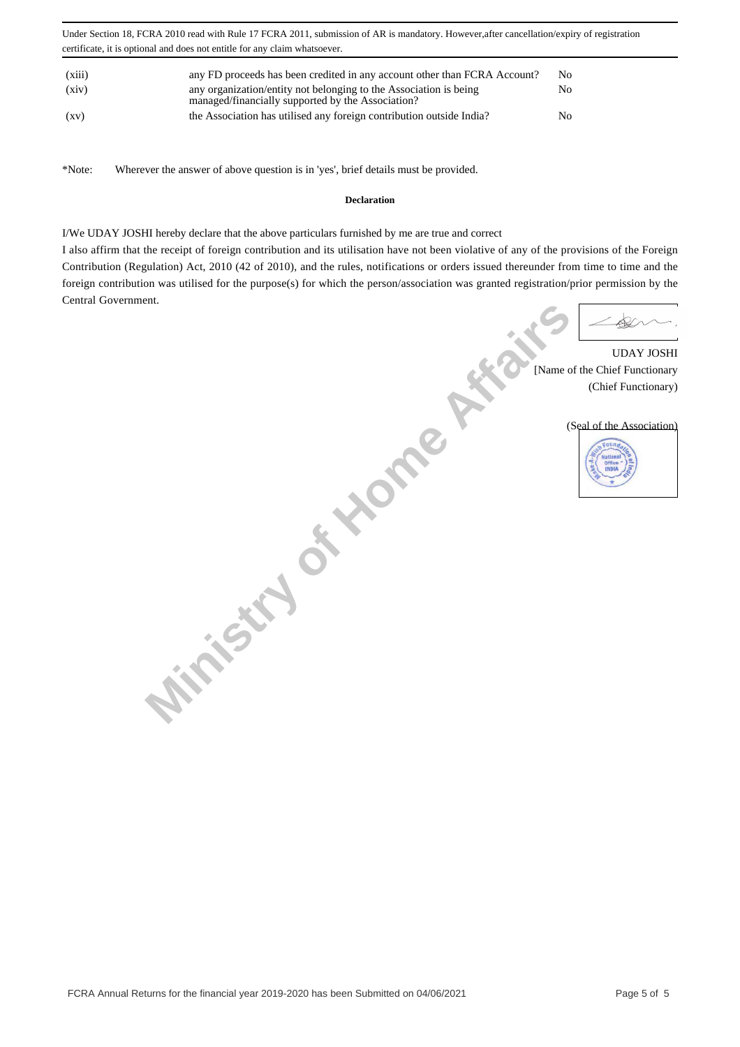Under Section 18, FCRA 2010 read with Rule 17 FCRA 2011, submission of AR is mandatory. However,after cancellation/expiry of registration certificate, it is optional and does not entitle for any claim whatsoever.

| | | |
|---|---|---|
| (xiii) | any FD proceeds has been credited in any account other than FCRA Account? | No |
| (xiv) | any organization/entity not belonging to the Association is being managed/financially supported by the Association? | No |
| (xv) | the Association has utilised any foreign contribution outside India? | No |

*Note: Wherever the answer of above question is in 'yes', brief details must be provided.

**Declaration**

I/We UDAY JOSHI hereby declare that the above particulars furnished by me are true and correct

I also affirm that the receipt of foreign contribution and its utilisation have not been violative of any of the provisions of the Foreign Contribution (Regulation) Act, 2010 (42 of 2010), and the rules, notifications or orders issued thereunder from time to time and the foreign contribution was utilised for the purpose(s) for which the person/association was granted registration/prior permission by the Central Government.

UDAY JOSHI
[Name of the Chief Functionary
(Chief Functionary)

(Seal of the Association)

FCRA Annual Returns for the financial year 2019-2020 has been Submitted on 04/06/2021